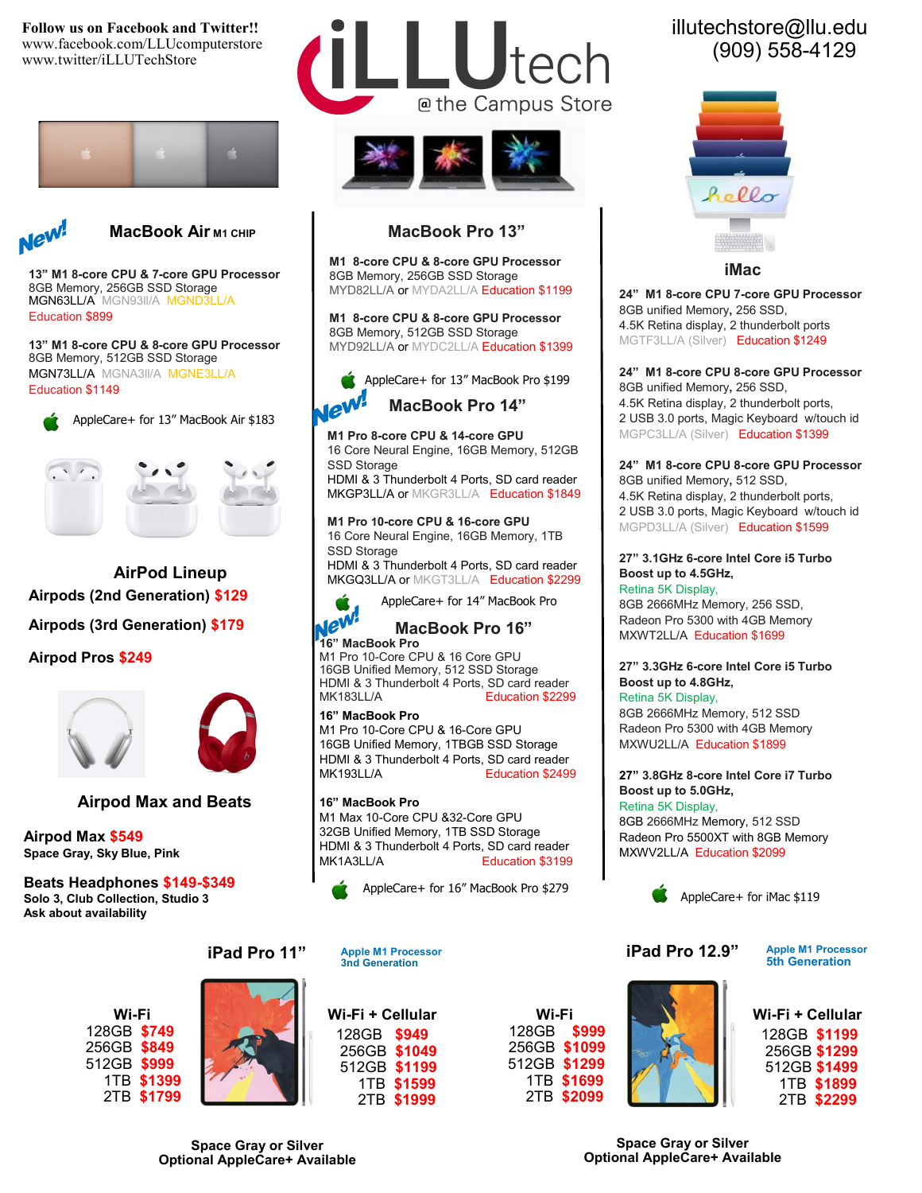Follow us on Facebook and Twitter!!
www.facebook.com/LLUcomputerstore
www.twitter/iLLUTechStore

# iLLUtech @ the Campus Store

illutechstore@llu.edu
(909) 558-4129

## New! MacBook Air M1 CHIP

**13" M1 8-core CPU & 7-core GPU Processor**
8GB Memory, 256GB SSD Storage
MGN63LL/A MGN93ll/A MGND3LL/A
Education $899

**13" M1 8-core CPU & 8-core GPU Processor**
8GB Memory, 512GB SSD Storage
MGN73LL/A MGNA3ll/A MGNE3LL/A
Education $1149

AppleCare+ for 13" MacBook Air $183

## AirPod Lineup

**Airpods (2nd Generation) $129**

**Airpods (3rd Generation) $179**

**Airpod Pros $249**

## Airpod Max and Beats

**Airpod Max $549**
**Space Gray, Sky Blue, Pink**

**Beats Headphones $149-$349**
**Solo 3, Club Collection, Studio 3**
**Ask about availability**

## MacBook Pro 13"

**M1 8-core CPU & 8-core GPU Processor**
8GB Memory, 256GB SSD Storage
MYD82LL/A or MYDA2LL/A Education $1199

**M1 8-core CPU & 8-core GPU Processor**
8GB Memory, 512GB SSD Storage
MYD92LL/A or MYDC2LL/A Education $1399

AppleCare+ for 13" MacBook Pro $199

## New! MacBook Pro 14"

**M1 Pro 8-core CPU & 14-core GPU**
16 Core Neural Engine, 16GB Memory, 512GB SSD Storage
HDMI & 3 Thunderbolt 4 Ports, SD card reader
MKGP3LL/A or MKGR3LL/A Education $1849

**M1 Pro 10-core CPU & 16-core GPU**
16 Core Neural Engine, 16GB Memory, 1TB SSD Storage
HDMI & 3 Thunderbolt 4 Ports, SD card reader
MKGQ3LL/A or MKGT3LL/A Education $2299

AppleCare+ for 14" MacBook Pro

## New! MacBook Pro 16"

**16" MacBook Pro**
M1 Pro 10-Core CPU & 16 Core GPU
16GB Unified Memory, 512 SSD Storage
HDMI & 3 Thunderbolt 4 Ports, SD card reader
MK183LL/A Education $2299

**16" MacBook Pro**
M1 Pro 10-Core CPU & 16-Core GPU
16GB Unified Memory, 1TBGB SSD Storage
HDMI & 3 Thunderbolt 4 Ports, SD card reader
MK193LL/A Education $2499

**16" MacBook Pro**
M1 Max 10-Core CPU &32-Core GPU
32GB Unified Memory, 1TB SSD Storage
HDMI & 3 Thunderbolt 4 Ports, SD card reader
MK1A3LL/A Education $3199

AppleCare+ for 16" MacBook Pro $279

## iMac

**24" M1 8-core CPU 7-core GPU Processor**
8GB unified Memory, 256 SSD,
4.5K Retina display, 2 thunderbolt ports
MGTF3LL/A (Silver) Education $1249

**24" M1 8-core CPU 8-core GPU Processor**
8GB unified Memory, 256 SSD,
4.5K Retina display, 2 thunderbolt ports,
2 USB 3.0 ports, Magic Keyboard w/touch id
MGPC3LL/A (Silver) Education $1399

**24" M1 8-core CPU 8-core GPU Processor**
8GB unified Memory, 512 SSD,
4.5K Retina display, 2 thunderbolt ports,
2 USB 3.0 ports, Magic Keyboard w/touch id
MGPD3LL/A (Silver) Education $1599

**27" 3.1GHz 6-core Intel Core i5 Turbo Boost up to 4.5GHz,**
Retina 5K Display,
8GB 2666MHz Memory, 256 SSD,
Radeon Pro 5300 with 4GB Memory
MXWT2LL/A Education $1699

**27" 3.3GHz 6-core Intel Core i5 Turbo Boost up to 4.8GHz,**
Retina 5K Display,
8GB 2666MHz Memory, 512 SSD
Radeon Pro 5300 with 4GB Memory
MXWU2LL/A Education $1899

**27" 3.8GHz 8-core Intel Core i7 Turbo Boost up to 5.0GHz,**
Retina 5K Display,
8GB 2666MHz Memory, 512 SSD
Radeon Pro 5500XT with 8GB Memory
MXWV2LL/A Education $2099

AppleCare+ for iMac $119

## iPad Pro 11"

Apple M1 Processor
3nd Generation

| Wi-Fi | | Wi-Fi + Cellular | |
|---|---|---|---|
| 128GB | $749 | 128GB | $949 |
| 256GB | $849 | 256GB | $1049 |
| 512GB | $999 | 512GB | $1199 |
| 1TB | $1399 | 1TB | $1599 |
| 2TB | $1799 | 2TB | $1999 |

**Space Gray or Silver**
**Optional AppleCare+ Available**

## iPad Pro 12.9"

Apple M1 Processor
5th Generation

| Wi-Fi | | Wi-Fi + Cellular | |
|---|---|---|---|
| 128GB | $999 | 128GB | $1199 |
| 256GB | $1099 | 256GB | $1299 |
| 512GB | $1299 | 512GB | $1499 |
| 1TB | $1699 | 1TB | $1899 |
| 2TB | $2099 | 2TB | $2299 |

**Space Gray or Silver**
**Optional AppleCare+ Available**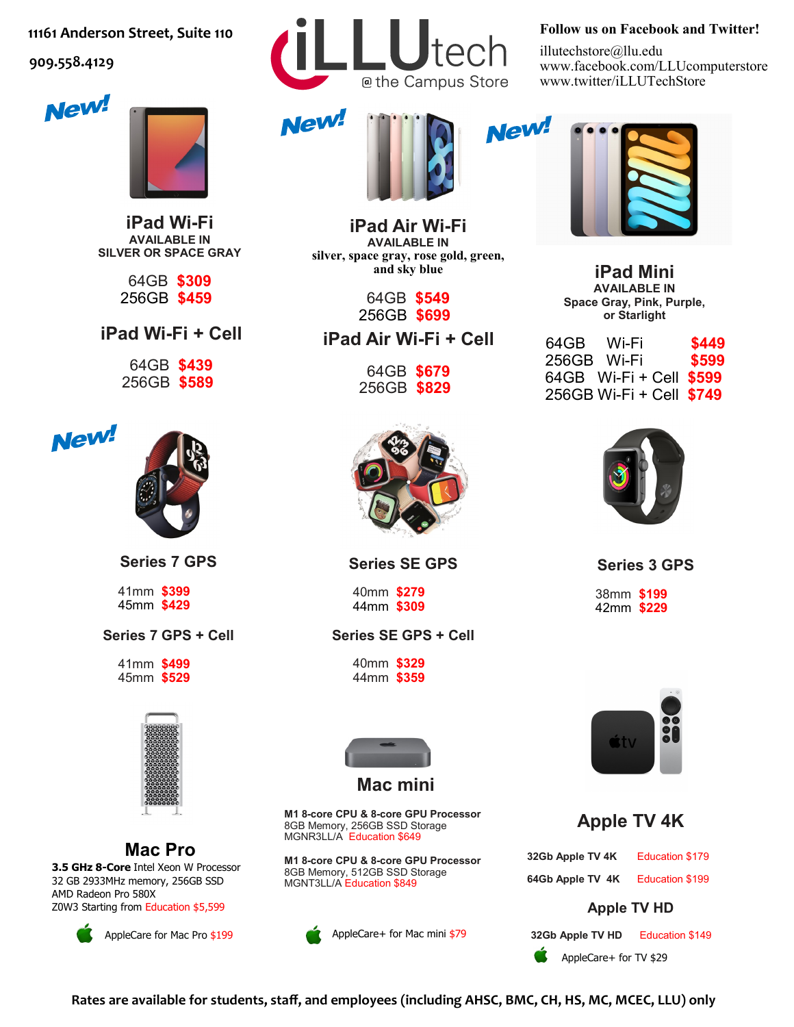11161 Anderson Street, Suite 110

909.558.4129

# iLLUtech @ the Campus Store

**Follow us on Facebook and Twitter!**

illutechstore@llu.edu
www.facebook.com/LLUcomputerstore
www.twitter/iLLUTechStore

New!

## iPad Wi-Fi

AVAILABLE IN
SILVER OR SPACE GRAY

64GB $309
256GB $459

## iPad Wi-Fi + Cell

64GB $439
256GB $589

New!

## iPad Air Wi-Fi

AVAILABLE IN
silver, space gray, rose gold, green, and sky blue

64GB $549
256GB $699

## iPad Air Wi-Fi + Cell

64GB $679
256GB $829

New!

## iPad Mini

AVAILABLE IN
Space Gray, Pink, Purple, or Starlight

64GB Wi-Fi $449
256GB Wi-Fi $599
64GB Wi-Fi + Cell $599
256GB Wi-Fi + Cell $749

New!

## Series 7 GPS

41mm $399
45mm $429

## Series 7 GPS + Cell

41mm $499
45mm $529

## Series SE GPS

40mm $279
44mm $309

## Series SE GPS + Cell

40mm $329
44mm $359

## Series 3 GPS

38mm $199
42mm $229

## Mac Pro

**3.5 GHz 8-Core** Intel Xeon W Processor
32 GB 2933MHz memory, 256GB SSD
AMD Radeon Pro 580X
Z0W3 Starting from Education $5,599

AppleCare for Mac Pro $199

## Mac mini

**M1 8-core CPU & 8-core GPU Processor**
8GB Memory, 256GB SSD Storage
MGNR3LL/A Education $649

**M1 8-core CPU & 8-core GPU Processor**
8GB Memory, 512GB SSD Storage
MGNT3LL/A Education $849

AppleCare+ for Mac mini $79

## Apple TV 4K

**32Gb Apple TV 4K** Education $179

**64Gb Apple TV 4K** Education $199

## Apple TV HD

**32Gb Apple TV HD** Education $149

AppleCare+ for TV $29

**Rates are available for students, staff, and employees (including AHSC, BMC, CH, HS, MC, MCEC, LLU) only**